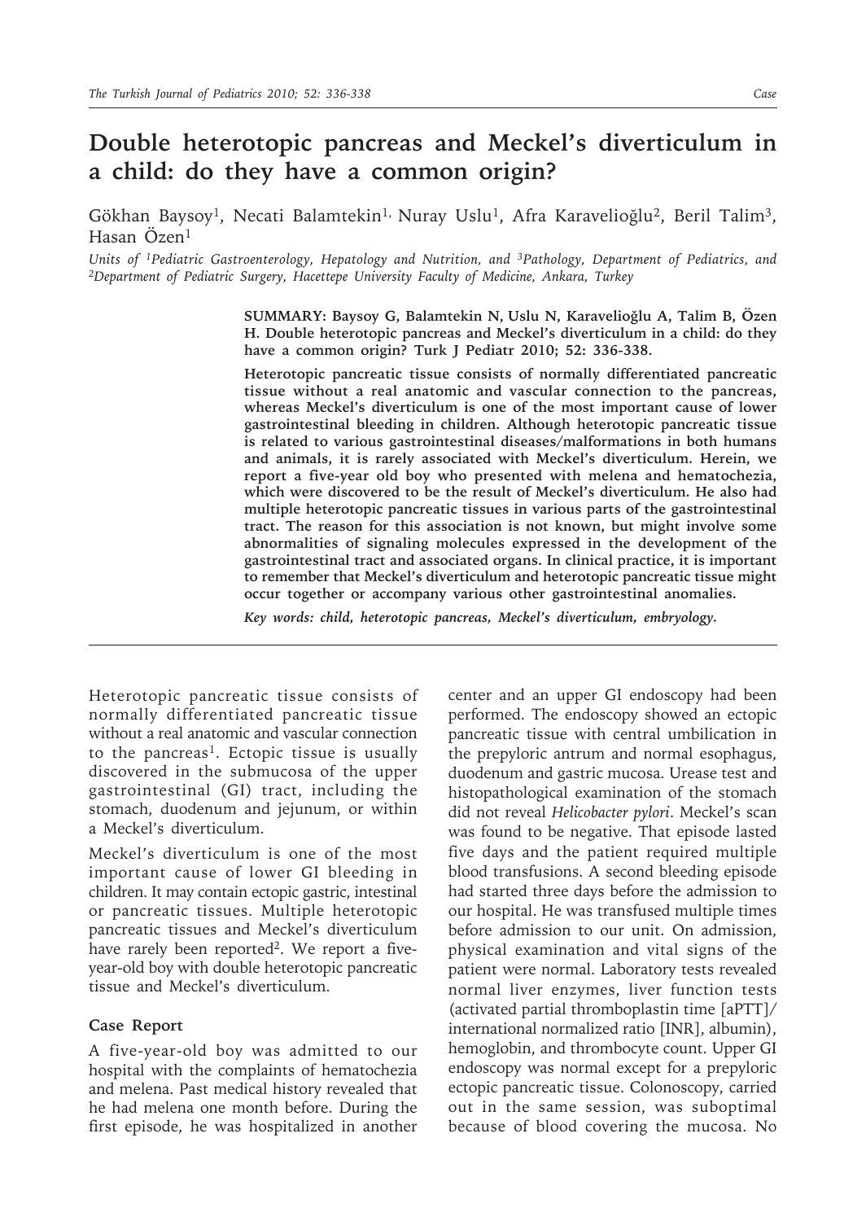# Double heterotopic pancreas and Meckel's diverticulum in a child: do they have a common origin?

Gökhan Baysoy[1], Necati Balamtekin[1], Nuray Uslu[1], Afra Karavelioğlu[2], Beril Talim[3], Hasan Özen[1]

*Units of [1]Pediatric Gastroenterology, Hepatology and Nutrition, and [3]Pathology, Department of Pediatrics, and [2]Department of Pediatric Surgery, Hacettepe University Faculty of Medicine, Ankara, Turkey*

**SUMMARY: Baysoy G, Balamtekin N, Uslu N, Karavelioğlu A, Talim B, Özen H. Double heterotopic pancreas and Meckel's diverticulum in a child: do they have a common origin? Turk J Pediatr 2010; 52: 336-338.**

**Heterotopic pancreatic tissue consists of normally differentiated pancreatic tissue without a real anatomic and vascular connection to the pancreas, whereas Meckel's diverticulum is one of the most important cause of lower gastrointestinal bleeding in children. Although heterotopic pancreatic tissue is related to various gastrointestinal diseases/malformations in both humans and animals, it is rarely associated with Meckel's diverticulum. Herein, we report a five-year old boy who presented with melena and hematochezia, which were discovered to be the result of Meckel's diverticulum. He also had multiple heterotopic pancreatic tissues in various parts of the gastrointestinal tract. The reason for this association is not known, but might involve some abnormalities of signaling molecules expressed in the development of the gastrointestinal tract and associated organs. In clinical practice, it is important to remember that Meckel's diverticulum and heterotopic pancreatic tissue might occur together or accompany various other gastrointestinal anomalies.**

***Key words: child, heterotopic pancreas, Meckel's diverticulum, embryology.***

---

Heterotopic pancreatic tissue consists of normally differentiated pancreatic tissue without a real anatomic and vascular connection to the pancreas[1]. Ectopic tissue is usually discovered in the submucosa of the upper gastrointestinal (GI) tract, including the stomach, duodenum and jejunum, or within a Meckel's diverticulum.

Meckel's diverticulum is one of the most important cause of lower GI bleeding in children. It may contain ectopic gastric, intestinal or pancreatic tissues. Multiple heterotopic pancreatic tissues and Meckel's diverticulum have rarely been reported[2]. We report a five-year-old boy with double heterotopic pancreatic tissue and Meckel's diverticulum.

## Case Report

A five-year-old boy was admitted to our hospital with the complaints of hematochezia and melena. Past medical history revealed that he had melena one month before. During the first episode, he was hospitalized in another center and an upper GI endoscopy had been performed. The endoscopy showed an ectopic pancreatic tissue with central umbilication in the prepyloric antrum and normal esophagus, duodenum and gastric mucosa. Urease test and histopathological examination of the stomach did not reveal *Helicobacter pylori*. Meckel's scan was found to be negative. That episode lasted five days and the patient required multiple blood transfusions. A second bleeding episode had started three days before the admission to our hospital. He was transfused multiple times before admission to our unit. On admission, physical examination and vital signs of the patient were normal. Laboratory tests revealed normal liver enzymes, liver function tests (activated partial thromboplastin time [aPTT]/international normalized ratio [INR], albumin), hemoglobin, and thrombocyte count. Upper GI endoscopy was normal except for a prepyloric ectopic pancreatic tissue. Colonoscopy, carried out in the same session, was suboptimal because of blood covering the mucosa. No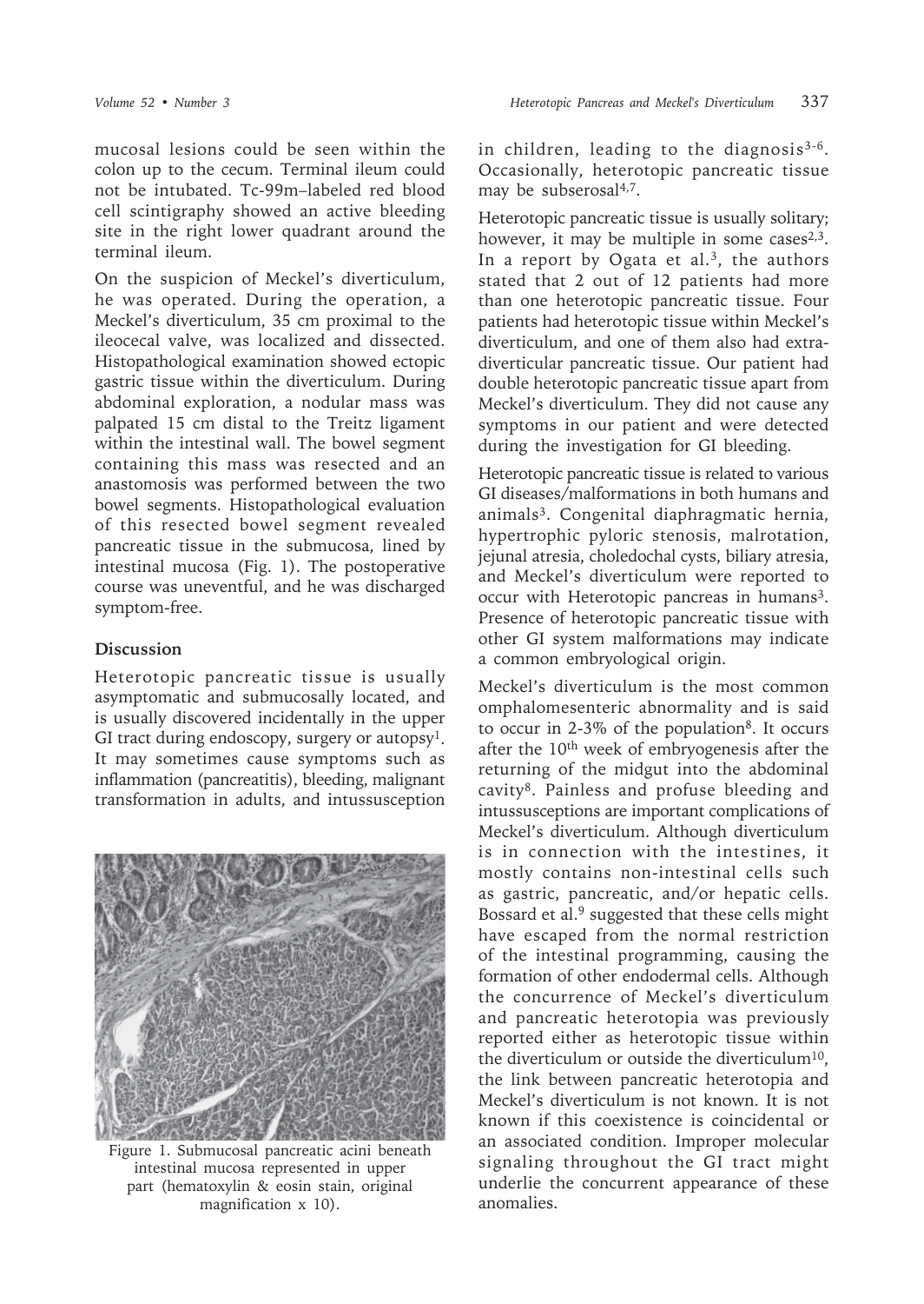mucosal lesions could be seen within the colon up to the cecum. Terminal ileum could not be intubated. Tc-99m–labeled red blood cell scintigraphy showed an active bleeding site in the right lower quadrant around the terminal ileum.

On the suspicion of Meckel's diverticulum, he was operated. During the operation, a Meckel's diverticulum, 35 cm proximal to the ileocecal valve, was localized and dissected. Histopathological examination showed ectopic gastric tissue within the diverticulum. During abdominal exploration, a nodular mass was palpated 15 cm distal to the Treitz ligament within the intestinal wall. The bowel segment containing this mass was resected and an anastomosis was performed between the two bowel segments. Histopathological evaluation of this resected bowel segment revealed pancreatic tissue in the submucosa, lined by intestinal mucosa (Fig. 1). The postoperative course was uneventful, and he was discharged symptom-free.

## Discussion

Heterotopic pancreatic tissue is usually asymptomatic and submucosally located, and is usually discovered incidentally in the upper GI tract during endoscopy, surgery or autopsy[1]. It may sometimes cause symptoms such as inflammation (pancreatitis), bleeding, malignant transformation in adults, and intussusception in children, leading to the diagnosis[3-6]. Occasionally, heterotopic pancreatic tissue may be subserosal[4,7].

Figure 1. Submucosal pancreatic acini beneath intestinal mucosa represented in upper part (hematoxylin & eosin stain, original magnification x 10).

Heterotopic pancreatic tissue is usually solitary; however, it may be multiple in some cases[2,3]. In a report by Ogata et al.[3], the authors stated that 2 out of 12 patients had more than one heterotopic pancreatic tissue. Four patients had heterotopic tissue within Meckel's diverticulum, and one of them also had extra-diverticular pancreatic tissue. Our patient had double heterotopic pancreatic tissue apart from Meckel's diverticulum. They did not cause any symptoms in our patient and were detected during the investigation for GI bleeding.

Heterotopic pancreatic tissue is related to various GI diseases/malformations in both humans and animals[3]. Congenital diaphragmatic hernia, hypertrophic pyloric stenosis, malrotation, jejunal atresia, choledochal cysts, biliary atresia, and Meckel's diverticulum were reported to occur with Heterotopic pancreas in humans[3]. Presence of heterotopic pancreatic tissue with other GI system malformations may indicate a common embryological origin.

Meckel's diverticulum is the most common omphalomesenteric abnormality and is said to occur in 2-3% of the population[8]. It occurs after the 10th week of embryogenesis after the returning of the midgut into the abdominal cavity[8]. Painless and profuse bleeding and intussusceptions are important complications of Meckel's diverticulum. Although diverticulum is in connection with the intestines, it mostly contains non-intestinal cells such as gastric, pancreatic, and/or hepatic cells. Bossard et al.[9] suggested that these cells might have escaped from the normal restriction of the intestinal programming, causing the formation of other endodermal cells. Although the concurrence of Meckel's diverticulum and pancreatic heterotopia was previously reported either as heterotopic tissue within the diverticulum or outside the diverticulum[10], the link between pancreatic heterotopia and Meckel's diverticulum is not known. It is not known if this coexistence is coincidental or an associated condition. Improper molecular signaling throughout the GI tract might underlie the concurrent appearance of these anomalies.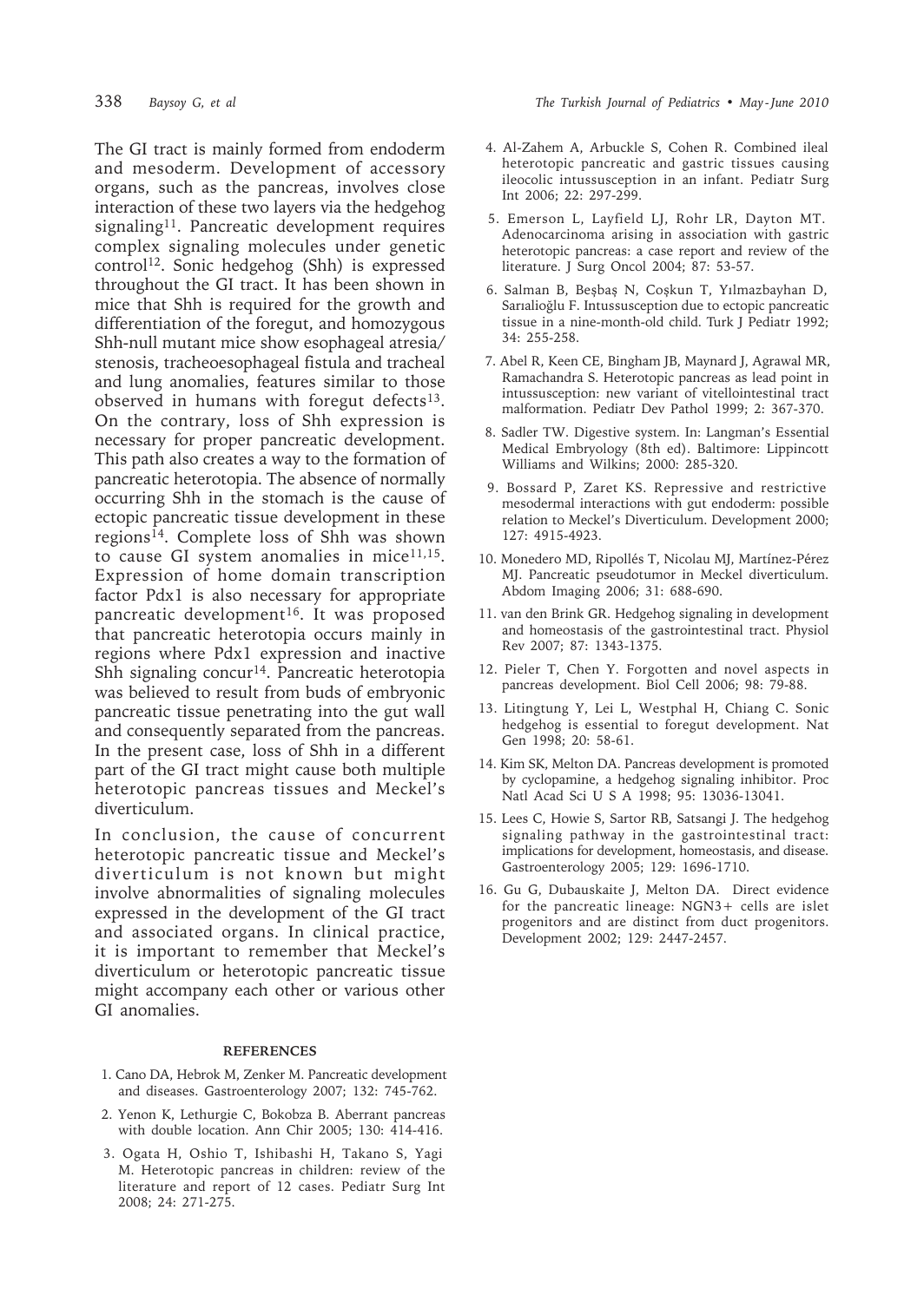The GI tract is mainly formed from endoderm and mesoderm. Development of accessory organs, such as the pancreas, involves close interaction of these two layers via the hedgehog signaling[11]. Pancreatic development requires complex signaling molecules under genetic control[12]. Sonic hedgehog (Shh) is expressed throughout the GI tract. It has been shown in mice that Shh is required for the growth and differentiation of the foregut, and homozygous Shh-null mutant mice show esophageal atresia/stenosis, tracheoesophageal fistula and tracheal and lung anomalies, features similar to those observed in humans with foregut defects[13]. On the contrary, loss of Shh expression is necessary for proper pancreatic development. This path also creates a way to the formation of pancreatic heterotopia. The absence of normally occurring Shh in the stomach is the cause of ectopic pancreatic tissue development in these regions[14]. Complete loss of Shh was shown to cause GI system anomalies in mice[11,15]. Expression of home domain transcription factor Pdx1 is also necessary for appropriate pancreatic development[16]. It was proposed that pancreatic heterotopia occurs mainly in regions where Pdx1 expression and inactive Shh signaling concur[14]. Pancreatic heterotopia was believed to result from buds of embryonic pancreatic tissue penetrating into the gut wall and consequently separated from the pancreas. In the present case, loss of Shh in a different part of the GI tract might cause both multiple heterotopic pancreas tissues and Meckel's diverticulum.

In conclusion, the cause of concurrent heterotopic pancreatic tissue and Meckel's diverticulum is not known but might involve abnormalities of signaling molecules expressed in the development of the GI tract and associated organs. In clinical practice, it is important to remember that Meckel's diverticulum or heterotopic pancreatic tissue might accompany each other or various other GI anomalies.

## REFERENCES

1. Cano DA, Hebrok M, Zenker M. Pancreatic development and diseases. Gastroenterology 2007; 132: 745-762.
2. Yenon K, Lethurgie C, Bokobza B. Aberrant pancreas with double location. Ann Chir 2005; 130: 414-416.
3. Ogata H, Oshio T, Ishibashi H, Takano S, Yagi M. Heterotopic pancreas in children: review of the literature and report of 12 cases. Pediatr Surg Int 2008; 24: 271-275.
4. Al-Zahem A, Arbuckle S, Cohen R. Combined ileal heterotopic pancreatic and gastric tissues causing ileocolic intussusception in an infant. Pediatr Surg Int 2006; 22: 297-299.
5. Emerson L, Layfield LJ, Rohr LR, Dayton MT. Adenocarcinoma arising in association with gastric heterotopic pancreas: a case report and review of the literature. J Surg Oncol 2004; 87: 53-57.
6. Salman B, Beşbaş N, Coşkun T, Yılmazbayhan D, Sarıalioğlu F. Intussusception due to ectopic pancreatic tissue in a nine-month-old child. Turk J Pediatr 1992; 34: 255-258.
7. Abel R, Keen CE, Bingham JB, Maynard J, Agrawal MR, Ramachandra S. Heterotopic pancreas as lead point in intussusception: new variant of vitellointestinal tract malformation. Pediatr Dev Pathol 1999; 2: 367-370.
8. Sadler TW. Digestive system. In: Langman's Essential Medical Embryology (8th ed). Baltimore: Lippincott Williams and Wilkins; 2000: 285-320.
9. Bossard P, Zaret KS. Repressive and restrictive mesodermal interactions with gut endoderm: possible relation to Meckel's Diverticulum. Development 2000; 127: 4915-4923.
10. Monedero MD, Ripollés T, Nicolau MJ, Martínez-Pérez MJ. Pancreatic pseudotumor in Meckel diverticulum. Abdom Imaging 2006; 31: 688-690.
11. van den Brink GR. Hedgehog signaling in development and homeostasis of the gastrointestinal tract. Physiol Rev 2007; 87: 1343-1375.
12. Pieler T, Chen Y. Forgotten and novel aspects in pancreas development. Biol Cell 2006; 98: 79-88.
13. Litingtung Y, Lei L, Westphal H, Chiang C. Sonic hedgehog is essential to foregut development. Nat Gen 1998; 20: 58-61.
14. Kim SK, Melton DA. Pancreas development is promoted by cyclopamine, a hedgehog signaling inhibitor. Proc Natl Acad Sci U S A 1998; 95: 13036-13041.
15. Lees C, Howie S, Sartor RB, Satsangi J. The hedgehog signaling pathway in the gastrointestinal tract: implications for development, homeostasis, and disease. Gastroenterology 2005; 129: 1696-1710.
16. Gu G, Dubauskaite J, Melton DA. Direct evidence for the pancreatic lineage: NGN3+ cells are islet progenitors and are distinct from duct progenitors. Development 2002; 129: 2447-2457.